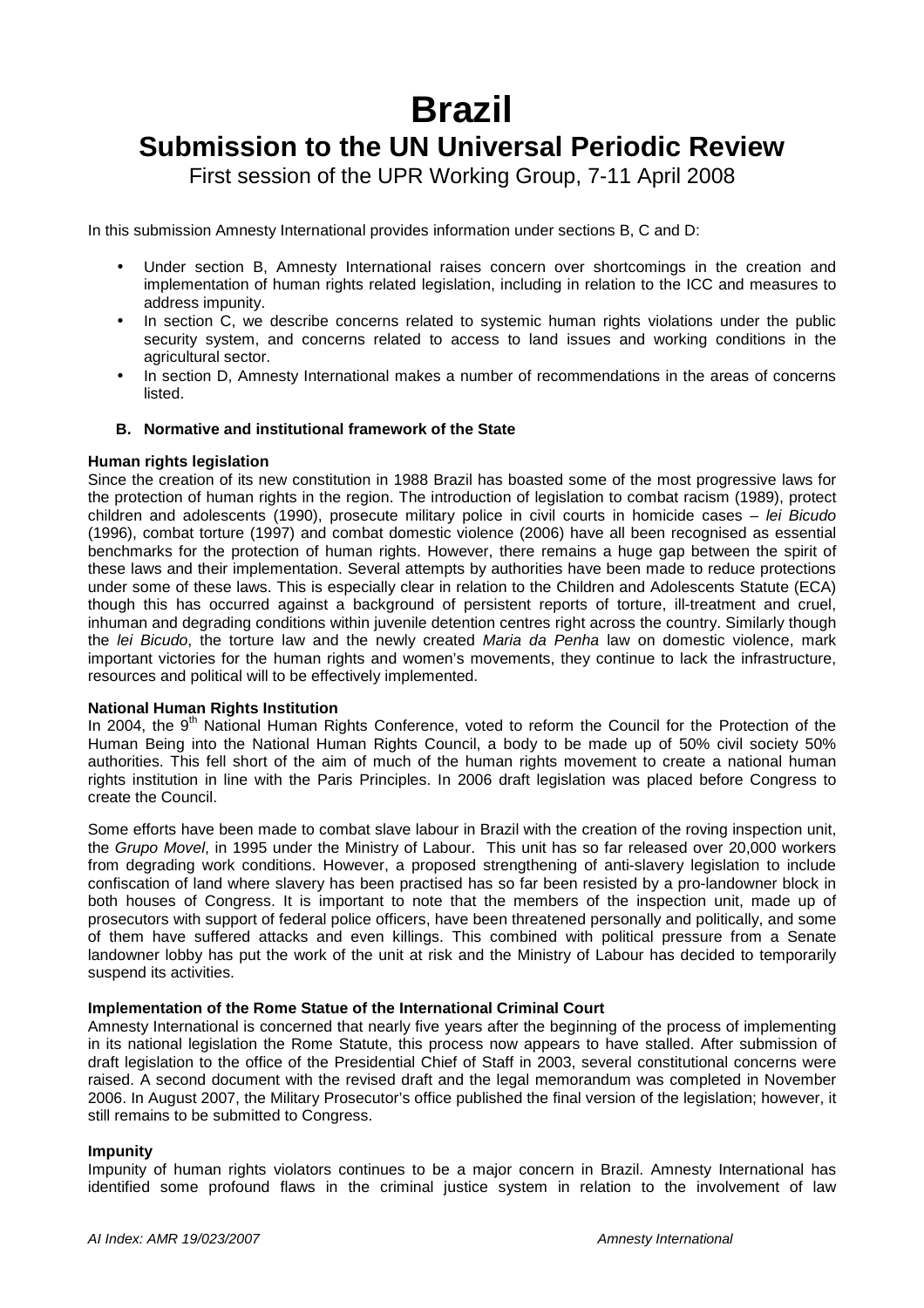# Brazil

## Submission to the UN Universal Periodic Review

First session of the UPR Working Group, 7-11 April 2008

In this submission Amnesty International provides information under sections B, C and D:

- Under section B, Amnesty International raises concern over shortcomings in the creation and implementation of human rights related legislation, including in relation to the ICC and measures to address impunity.
- In section C, we describe concerns related to systemic human rights violations under the public security system, and concerns related to access to land issues and working conditions in the agricultural sector.
- In section D, Amnesty International makes a number of recommendations in the areas of concerns listed.

### B. Normative and institutional framework of the State

**Human rights legislation**

Since the creation of its new constitution in 1988 Brazil has boasted some of the most progressive laws for the protection of human rights in the region. The introduction of legislation to combat racism (1989), protect children and adolescents (1990), prosecute military police in civil courts in homicide cases – *lei Bicudo* (1996), combat torture (1997) and combat domestic violence (2006) have all been recognised as essential benchmarks for the protection of human rights. However, there remains a huge gap between the spirit of these laws and their implementation. Several attempts by authorities have been made to reduce protections under some of these laws. This is especially clear in relation to the Children and Adolescents Statute (ECA) though this has occurred against a background of persistent reports of torture, ill-treatment and cruel, inhuman and degrading conditions within juvenile detention centres right across the country. Similarly though the *lei Bicudo*, the torture law and the newly created *Maria da Penha* law on domestic violence, mark important victories for the human rights and women's movements, they continue to lack the infrastructure, resources and political will to be effectively implemented.

**National Human Rights Institution**

In 2004, the 9th National Human Rights Conference, voted to reform the Council for the Protection of the Human Being into the National Human Rights Council, a body to be made up of 50% civil society 50% authorities. This fell short of the aim of much of the human rights movement to create a national human rights institution in line with the Paris Principles. In 2006 draft legislation was placed before Congress to create the Council.

Some efforts have been made to combat slave labour in Brazil with the creation of the roving inspection unit, the *Grupo Movel*, in 1995 under the Ministry of Labour. This unit has so far released over 20,000 workers from degrading work conditions. However, a proposed strengthening of anti-slavery legislation to include confiscation of land where slavery has been practised has so far been resisted by a pro-landowner block in both houses of Congress. It is important to note that the members of the inspection unit, made up of prosecutors with support of federal police officers, have been threatened personally and politically, and some of them have suffered attacks and even killings. This combined with political pressure from a Senate landowner lobby has put the work of the unit at risk and the Ministry of Labour has decided to temporarily suspend its activities.

**Implementation of the Rome Statue of the International Criminal Court**

Amnesty International is concerned that nearly five years after the beginning of the process of implementing in its national legislation the Rome Statute, this process now appears to have stalled. After submission of draft legislation to the office of the Presidential Chief of Staff in 2003, several constitutional concerns were raised. A second document with the revised draft and the legal memorandum was completed in November 2006. In August 2007, the Military Prosecutor's office published the final version of the legislation; however, it still remains to be submitted to Congress.

**Impunity**

Impunity of human rights violators continues to be a major concern in Brazil. Amnesty International has identified some profound flaws in the criminal justice system in relation to the involvement of law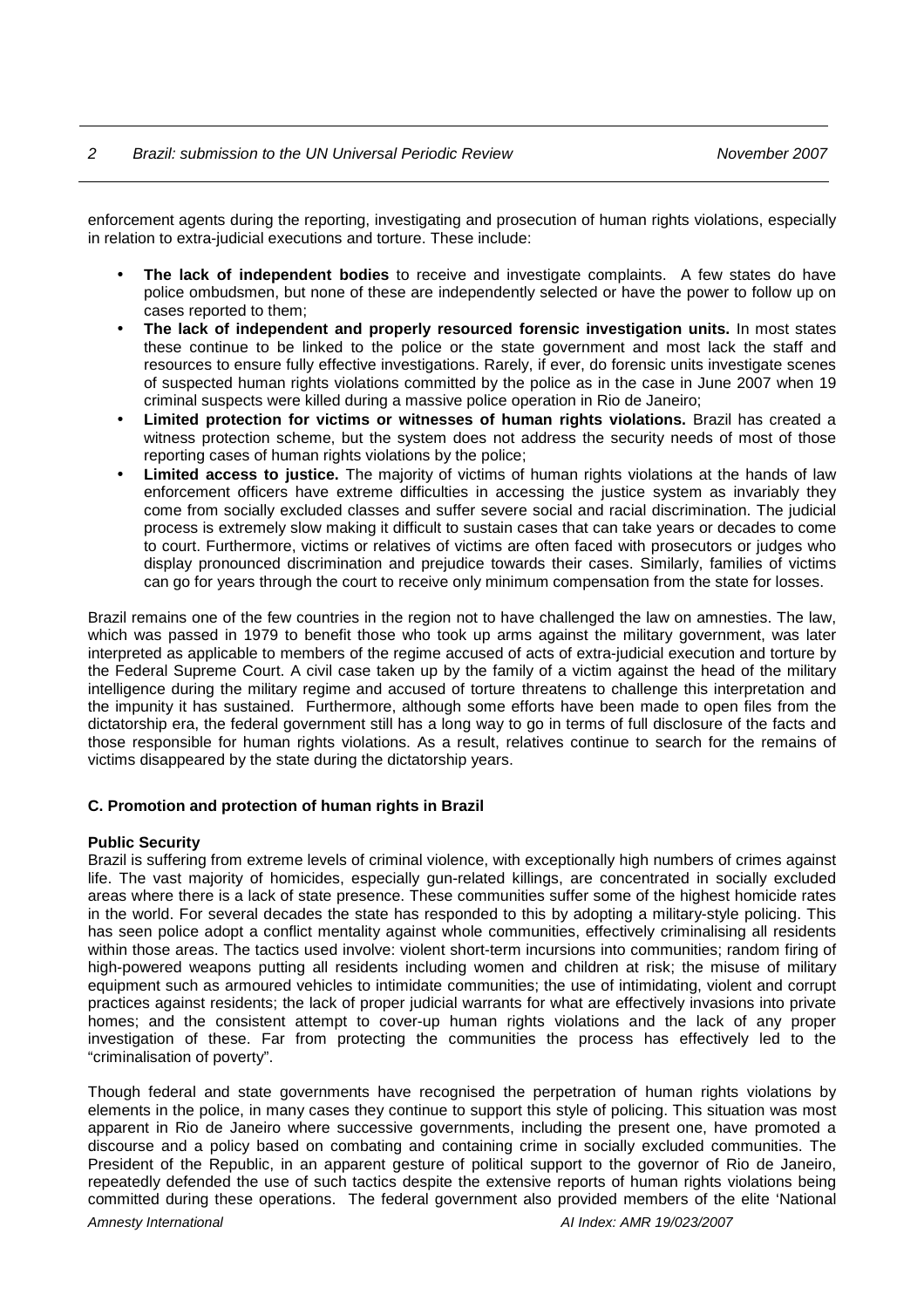enforcement agents during the reporting, investigating and prosecution of human rights violations, especially in relation to extra-judicial executions and torture. These include:

- **The lack of independent bodies** to receive and investigate complaints. A few states do have police ombudsmen, but none of these are independently selected or have the power to follow up on cases reported to them;
- **The lack of independent and properly resourced forensic investigation units.** In most states these continue to be linked to the police or the state government and most lack the staff and resources to ensure fully effective investigations. Rarely, if ever, do forensic units investigate scenes of suspected human rights violations committed by the police as in the case in June 2007 when 19 criminal suspects were killed during a massive police operation in Rio de Janeiro;
- **Limited protection for victims or witnesses of human rights violations.** Brazil has created a witness protection scheme, but the system does not address the security needs of most of those reporting cases of human rights violations by the police;
- **Limited access to justice.** The majority of victims of human rights violations at the hands of law enforcement officers have extreme difficulties in accessing the justice system as invariably they come from socially excluded classes and suffer severe social and racial discrimination. The judicial process is extremely slow making it difficult to sustain cases that can take years or decades to come to court. Furthermore, victims or relatives of victims are often faced with prosecutors or judges who display pronounced discrimination and prejudice towards their cases. Similarly, families of victims can go for years through the court to receive only minimum compensation from the state for losses.

Brazil remains one of the few countries in the region not to have challenged the law on amnesties. The law, which was passed in 1979 to benefit those who took up arms against the military government, was later interpreted as applicable to members of the regime accused of acts of extra-judicial execution and torture by the Federal Supreme Court. A civil case taken up by the family of a victim against the head of the military intelligence during the military regime and accused of torture threatens to challenge this interpretation and the impunity it has sustained. Furthermore, although some efforts have been made to open files from the dictatorship era, the federal government still has a long way to go in terms of full disclosure of the facts and those responsible for human rights violations. As a result, relatives continue to search for the remains of victims disappeared by the state during the dictatorship years.

## C. Promotion and protection of human rights in Brazil

### Public Security

Brazil is suffering from extreme levels of criminal violence, with exceptionally high numbers of crimes against life. The vast majority of homicides, especially gun-related killings, are concentrated in socially excluded areas where there is a lack of state presence. These communities suffer some of the highest homicide rates in the world. For several decades the state has responded to this by adopting a military-style policing. This has seen police adopt a conflict mentality against whole communities, effectively criminalising all residents within those areas. The tactics used involve: violent short-term incursions into communities; random firing of high-powered weapons putting all residents including women and children at risk; the misuse of military equipment such as armoured vehicles to intimidate communities; the use of intimidating, violent and corrupt practices against residents; the lack of proper judicial warrants for what are effectively invasions into private homes; and the consistent attempt to cover-up human rights violations and the lack of any proper investigation of these. Far from protecting the communities the process has effectively led to the "criminalisation of poverty".

Though federal and state governments have recognised the perpetration of human rights violations by elements in the police, in many cases they continue to support this style of policing. This situation was most apparent in Rio de Janeiro where successive governments, including the present one, have promoted a discourse and a policy based on combating and containing crime in socially excluded communities. The President of the Republic, in an apparent gesture of political support to the governor of Rio de Janeiro, repeatedly defended the use of such tactics despite the extensive reports of human rights violations being committed during these operations. The federal government also provided members of the elite 'National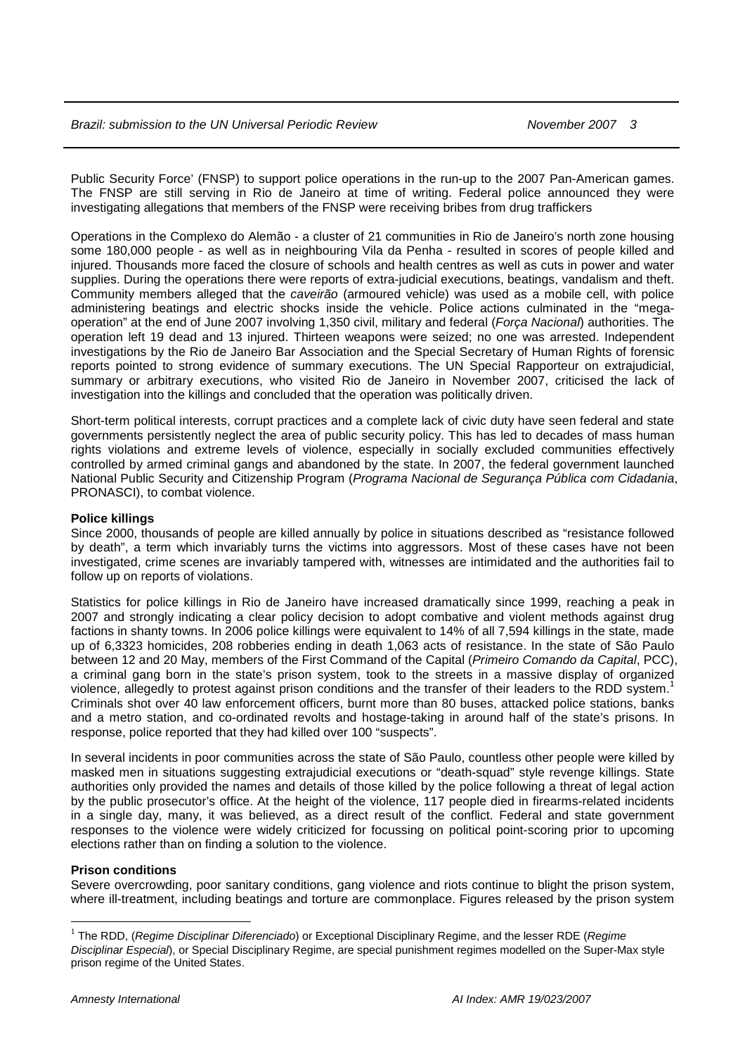Public Security Force' (FNSP) to support police operations in the run-up to the 2007 Pan-American games. The FNSP are still serving in Rio de Janeiro at time of writing. Federal police announced they were investigating allegations that members of the FNSP were receiving bribes from drug traffickers

Operations in the Complexo do Alemão - a cluster of 21 communities in Rio de Janeiro's north zone housing some 180,000 people - as well as in neighbouring Vila da Penha - resulted in scores of people killed and injured. Thousands more faced the closure of schools and health centres as well as cuts in power and water supplies. During the operations there were reports of extra-judicial executions, beatings, vandalism and theft. Community members alleged that the *caveirão* (armoured vehicle) was used as a mobile cell, with police administering beatings and electric shocks inside the vehicle. Police actions culminated in the "mega-operation" at the end of June 2007 involving 1,350 civil, military and federal (*Força Nacional*) authorities. The operation left 19 dead and 13 injured. Thirteen weapons were seized; no one was arrested. Independent investigations by the Rio de Janeiro Bar Association and the Special Secretary of Human Rights of forensic reports pointed to strong evidence of summary executions. The UN Special Rapporteur on extrajudicial, summary or arbitrary executions, who visited Rio de Janeiro in November 2007, criticised the lack of investigation into the killings and concluded that the operation was politically driven.

Short-term political interests, corrupt practices and a complete lack of civic duty have seen federal and state governments persistently neglect the area of public security policy. This has led to decades of mass human rights violations and extreme levels of violence, especially in socially excluded communities effectively controlled by armed criminal gangs and abandoned by the state. In 2007, the federal government launched National Public Security and Citizenship Program (*Programa Nacional de Segurança Pública com Cidadania*, PRONASCI), to combat violence.

**Police killings**

Since 2000, thousands of people are killed annually by police in situations described as "resistance followed by death", a term which invariably turns the victims into aggressors. Most of these cases have not been investigated, crime scenes are invariably tampered with, witnesses are intimidated and the authorities fail to follow up on reports of violations.

Statistics for police killings in Rio de Janeiro have increased dramatically since 1999, reaching a peak in 2007 and strongly indicating a clear policy decision to adopt combative and violent methods against drug factions in shanty towns. In 2006 police killings were equivalent to 14% of all 7,594 killings in the state, made up of 6,3323 homicides, 208 robberies ending in death 1,063 acts of resistance. In the state of São Paulo between 12 and 20 May, members of the First Command of the Capital (*Primeiro Comando da Capital*, PCC), a criminal gang born in the state's prison system, took to the streets in a massive display of organized violence, allegedly to protest against prison conditions and the transfer of their leaders to the RDD system.[1] Criminals shot over 40 law enforcement officers, burnt more than 80 buses, attacked police stations, banks and a metro station, and co-ordinated revolts and hostage-taking in around half of the state's prisons. In response, police reported that they had killed over 100 "suspects".

In several incidents in poor communities across the state of São Paulo, countless other people were killed by masked men in situations suggesting extrajudicial executions or "death-squad" style revenge killings. State authorities only provided the names and details of those killed by the police following a threat of legal action by the public prosecutor's office. At the height of the violence, 117 people died in firearms-related incidents in a single day, many, it was believed, as a direct result of the conflict. Federal and state government responses to the violence were widely criticized for focussing on political point-scoring prior to upcoming elections rather than on finding a solution to the violence.

**Prison conditions**

Severe overcrowding, poor sanitary conditions, gang violence and riots continue to blight the prison system, where ill-treatment, including beatings and torture are commonplace. Figures released by the prison system

---

[1] The RDD, (*Regime Disciplinar Diferenciado*) or Exceptional Disciplinary Regime, and the lesser RDE (*Regime Disciplinar Especial*), or Special Disciplinary Regime, are special punishment regimes modelled on the Super-Max style prison regime of the United States.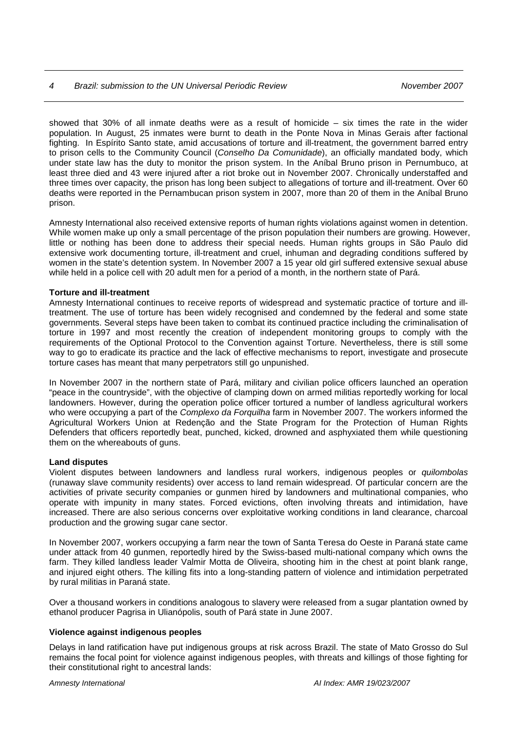showed that 30% of all inmate deaths were as a result of homicide – six times the rate in the wider population. In August, 25 inmates were burnt to death in the Ponte Nova in Minas Gerais after factional fighting. In Espírito Santo state, amid accusations of torture and ill-treatment, the government barred entry to prison cells to the Community Council (*Conselho Da Comunidade*), an officially mandated body, which under state law has the duty to monitor the prison system. In the Aníbal Bruno prison in Pernumbuco, at least three died and 43 were injured after a riot broke out in November 2007. Chronically understaffed and three times over capacity, the prison has long been subject to allegations of torture and ill-treatment. Over 60 deaths were reported in the Pernambucan prison system in 2007, more than 20 of them in the Aníbal Bruno prison.

Amnesty International also received extensive reports of human rights violations against women in detention. While women make up only a small percentage of the prison population their numbers are growing. However, little or nothing has been done to address their special needs. Human rights groups in São Paulo did extensive work documenting torture, ill-treatment and cruel, inhuman and degrading conditions suffered by women in the state's detention system. In November 2007 a 15 year old girl suffered extensive sexual abuse while held in a police cell with 20 adult men for a period of a month, in the northern state of Pará.

**Torture and ill-treatment**

Amnesty International continues to receive reports of widespread and systematic practice of torture and ill-treatment. The use of torture has been widely recognised and condemned by the federal and some state governments. Several steps have been taken to combat its continued practice including the criminalisation of torture in 1997 and most recently the creation of independent monitoring groups to comply with the requirements of the Optional Protocol to the Convention against Torture. Nevertheless, there is still some way to go to eradicate its practice and the lack of effective mechanisms to report, investigate and prosecute torture cases has meant that many perpetrators still go unpunished.

In November 2007 in the northern state of Pará, military and civilian police officers launched an operation "peace in the countryside", with the objective of clamping down on armed militias reportedly working for local landowners. However, during the operation police officer tortured a number of landless agricultural workers who were occupying a part of the *Complexo da Forquilha* farm in November 2007. The workers informed the Agricultural Workers Union at Redenção and the State Program for the Protection of Human Rights Defenders that officers reportedly beat, punched, kicked, drowned and asphyxiated them while questioning them on the whereabouts of guns.

**Land disputes**

Violent disputes between landowners and landless rural workers, indigenous peoples or *quilombolas* (runaway slave community residents) over access to land remain widespread. Of particular concern are the activities of private security companies or gunmen hired by landowners and multinational companies, who operate with impunity in many states. Forced evictions, often involving threats and intimidation, have increased. There are also serious concerns over exploitative working conditions in land clearance, charcoal production and the growing sugar cane sector.

In November 2007, workers occupying a farm near the town of Santa Teresa do Oeste in Paraná state came under attack from 40 gunmen, reportedly hired by the Swiss-based multi-national company which owns the farm. They killed landless leader Valmir Motta de Oliveira, shooting him in the chest at point blank range, and injured eight others. The killing fits into a long-standing pattern of violence and intimidation perpetrated by rural militias in Paraná state.

Over a thousand workers in conditions analogous to slavery were released from a sugar plantation owned by ethanol producer Pagrisa in Ulianópolis, south of Pará state in June 2007.

**Violence against indigenous peoples**

Delays in land ratification have put indigenous groups at risk across Brazil. The state of Mato Grosso do Sul remains the focal point for violence against indigenous peoples, with threats and killings of those fighting for their constitutional right to ancestral lands: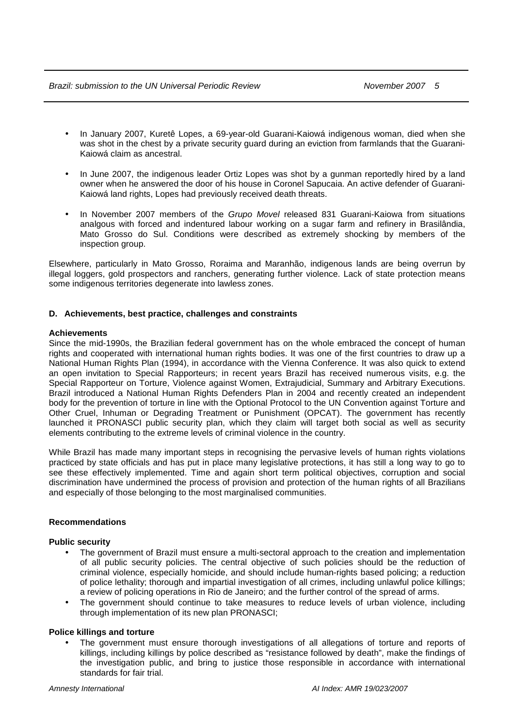- In January 2007, Kuretê Lopes, a 69-year-old Guarani-Kaiowá indigenous woman, died when she was shot in the chest by a private security guard during an eviction from farmlands that the Guarani-Kaiowá claim as ancestral.
- In June 2007, the indigenous leader Ortiz Lopes was shot by a gunman reportedly hired by a land owner when he answered the door of his house in Coronel Sapucaia. An active defender of Guarani-Kaiowá land rights, Lopes had previously received death threats.
- In November 2007 members of the *Grupo Movel* released 831 Guarani-Kaiowa from situations analgous with forced and indentured labour working on a sugar farm and refinery in Brasilândia, Mato Grosso do Sul. Conditions were described as extremely shocking by members of the inspection group.

Elsewhere, particularly in Mato Grosso, Roraima and Maranhão, indigenous lands are being overrun by illegal loggers, gold prospectors and ranchers, generating further violence. Lack of state protection means some indigenous territories degenerate into lawless zones.

### D. Achievements, best practice, challenges and constraints

**Achievements**

Since the mid-1990s, the Brazilian federal government has on the whole embraced the concept of human rights and cooperated with international human rights bodies. It was one of the first countries to draw up a National Human Rights Plan (1994), in accordance with the Vienna Conference. It was also quick to extend an open invitation to Special Rapporteurs; in recent years Brazil has received numerous visits, e.g. the Special Rapporteur on Torture, Violence against Women, Extrajudicial, Summary and Arbitrary Executions. Brazil introduced a National Human Rights Defenders Plan in 2004 and recently created an independent body for the prevention of torture in line with the Optional Protocol to the UN Convention against Torture and Other Cruel, Inhuman or Degrading Treatment or Punishment (OPCAT). The government has recently launched it PRONASCI public security plan, which they claim will target both social as well as security elements contributing to the extreme levels of criminal violence in the country.

While Brazil has made many important steps in recognising the pervasive levels of human rights violations practiced by state officials and has put in place many legislative protections, it has still a long way to go to see these effectively implemented. Time and again short term political objectives, corruption and social discrimination have undermined the process of provision and protection of the human rights of all Brazilians and especially of those belonging to the most marginalised communities.

**Recommendations**

**Public security**

- The government of Brazil must ensure a multi-sectoral approach to the creation and implementation of all public security policies. The central objective of such policies should be the reduction of criminal violence, especially homicide, and should include human-rights based policing; a reduction of police lethality; thorough and impartial investigation of all crimes, including unlawful police killings; a review of policing operations in Rio de Janeiro; and the further control of the spread of arms.
- The government should continue to take measures to reduce levels of urban violence, including through implementation of its new plan PRONASCI;

**Police killings and torture**

- The government must ensure thorough investigations of all allegations of torture and reports of killings, including killings by police described as "resistance followed by death", make the findings of the investigation public, and bring to justice those responsible in accordance with international standards for fair trial.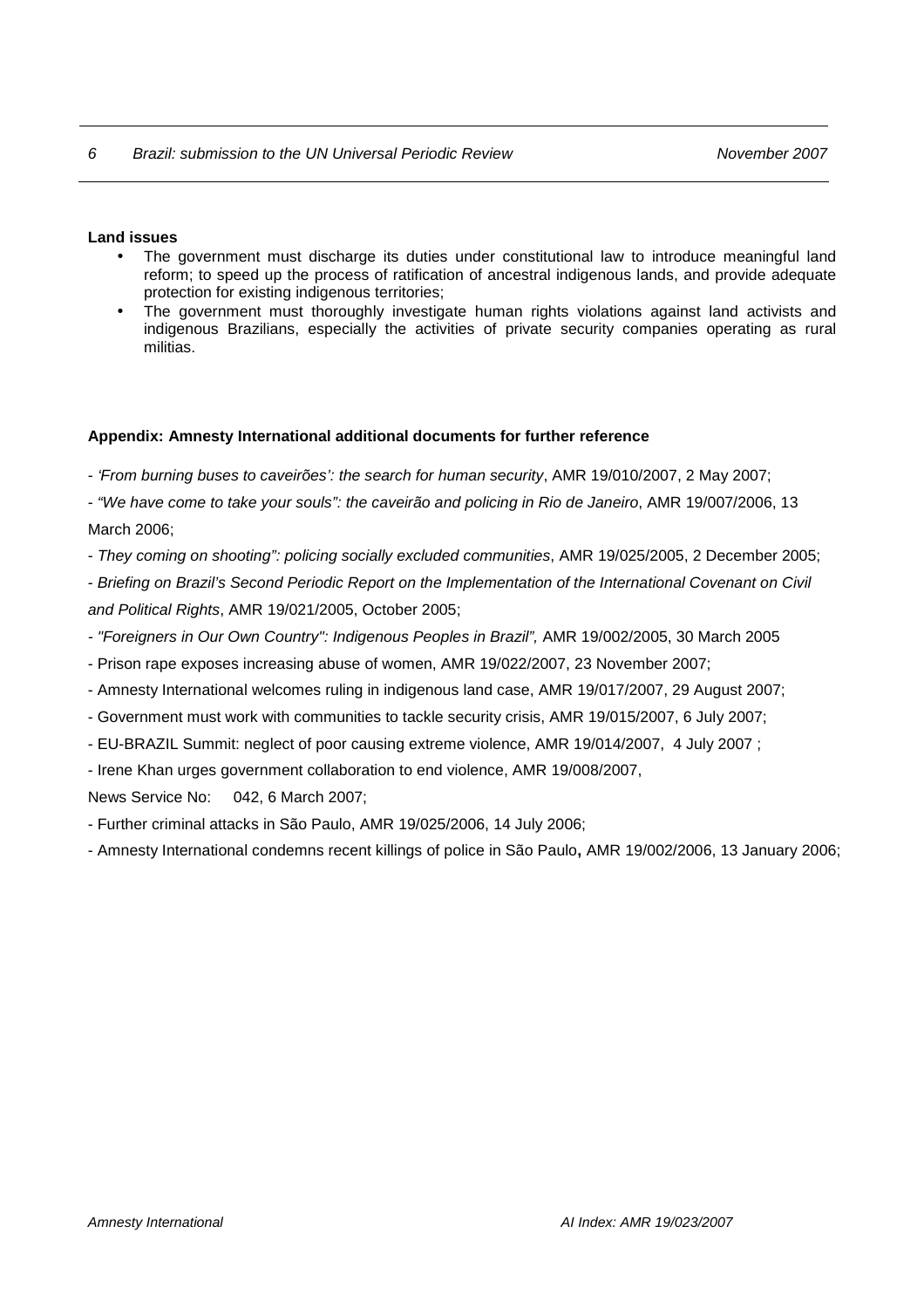**Land issues**

- The government must discharge its duties under constitutional law to introduce meaningful land reform; to speed up the process of ratification of ancestral indigenous lands, and provide adequate protection for existing indigenous territories;
- The government must thoroughly investigate human rights violations against land activists and indigenous Brazilians, especially the activities of private security companies operating as rural militias.

**Appendix: Amnesty International additional documents for further reference**

- *'From burning buses to caveirões': the search for human security*, AMR 19/010/2007, 2 May 2007;

- *"We have come to take your souls": the caveirão and policing in Rio de Janeiro*, AMR 19/007/2006, 13 March 2006;

- *They coming on shooting": policing socially excluded communities*, AMR 19/025/2005, 2 December 2005;

- *Briefing on Brazil's Second Periodic Report on the Implementation of the International Covenant on Civil and Political Rights*, AMR 19/021/2005, October 2005;

- *"Foreigners in Our Own Country": Indigenous Peoples in Brazil",* AMR 19/002/2005, 30 March 2005

- Prison rape exposes increasing abuse of women, AMR 19/022/2007, 23 November 2007;

- Amnesty International welcomes ruling in indigenous land case, AMR 19/017/2007, 29 August 2007;

- Government must work with communities to tackle security crisis, AMR 19/015/2007, 6 July 2007;

- EU-BRAZIL Summit: neglect of poor causing extreme violence, AMR 19/014/2007, 4 July 2007 ;

- Irene Khan urges government collaboration to end violence, AMR 19/008/2007,
News Service No: 042, 6 March 2007;

- Further criminal attacks in São Paulo, AMR 19/025/2006, 14 July 2006;

- Amnesty International condemns recent killings of police in São Paulo**,** AMR 19/002/2006, 13 January 2006;